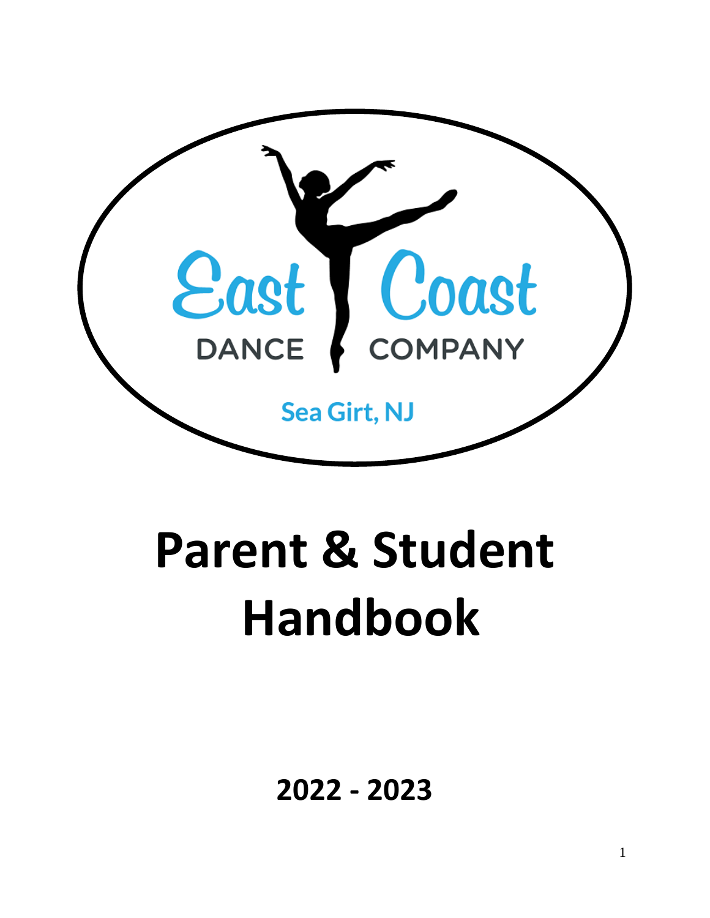East Coast

DANCE COMPANY

Sea Girt, NJ

# Parent & Student Handbook

## 2022 - 2023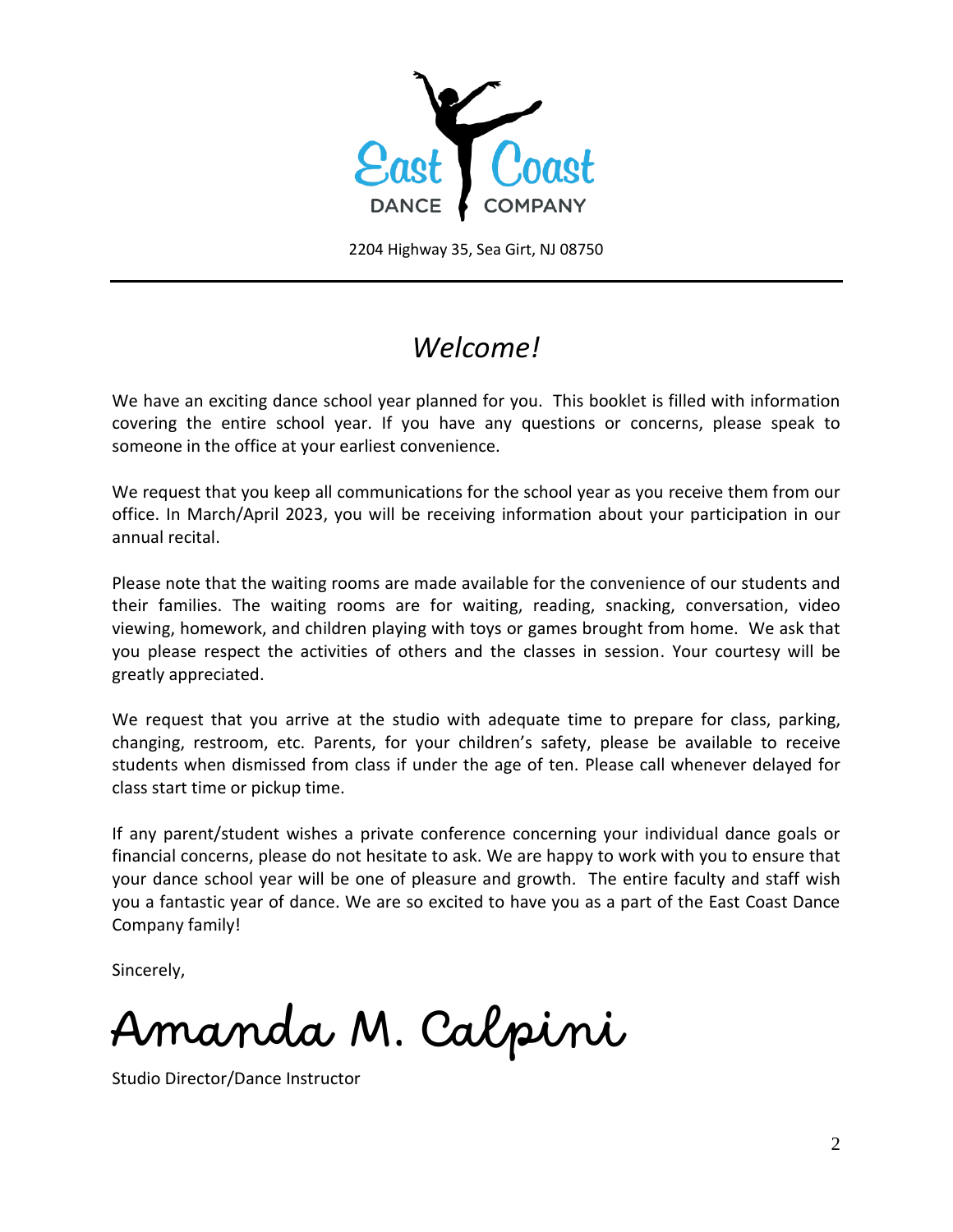East Coast DANCE COMPANY

2204 Highway 35, Sea Girt, NJ 08750

---

# *Welcome!*

We have an exciting dance school year planned for you. This booklet is filled with information covering the entire school year. If you have any questions or concerns, please speak to someone in the office at your earliest convenience.

We request that you keep all communications for the school year as you receive them from our office. In March/April 2023, you will be receiving information about your participation in our annual recital.

Please note that the waiting rooms are made available for the convenience of our students and their families. The waiting rooms are for waiting, reading, snacking, conversation, video viewing, homework, and children playing with toys or games brought from home. We ask that you please respect the activities of others and the classes in session. Your courtesy will be greatly appreciated.

We request that you arrive at the studio with adequate time to prepare for class, parking, changing, restroom, etc. Parents, for your children's safety, please be available to receive students when dismissed from class if under the age of ten. Please call whenever delayed for class start time or pickup time.

If any parent/student wishes a private conference concerning your individual dance goals or financial concerns, please do not hesitate to ask. We are happy to work with you to ensure that your dance school year will be one of pleasure and growth. The entire faculty and staff wish you a fantastic year of dance. We are so excited to have you as a part of the East Coast Dance Company family!

Sincerely,

Amanda M. Calpini

Studio Director/Dance Instructor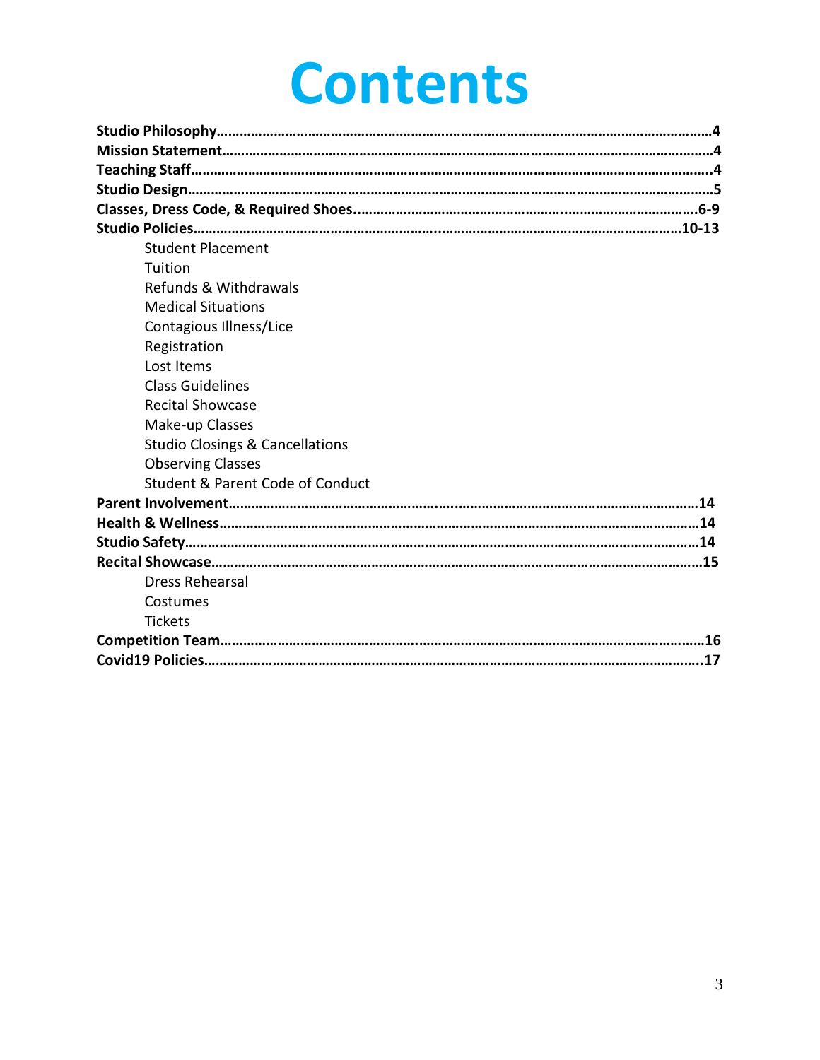# Contents

**Studio Philosophy**……………………………………………………………………………………………………4
**Mission Statement**……………………………………………………………………………………………………4
**Teaching Staff**…………………………………………………………………………………………………………4
**Studio Design**…………………………………………………………………………………………………………5
**Classes, Dress Code, & Required Shoes**……………………………………………………………………6-9
**Studio Policies**……………………………………………………………………………………………………10-13

- Student Placement
- Tuition
- Refunds & Withdrawals
- Medical Situations
- Contagious Illness/Lice
- Registration
- Lost Items
- Class Guidelines
- Recital Showcase
- Make-up Classes
- Studio Closings & Cancellations
- Observing Classes
- Student & Parent Code of Conduct

**Parent Involvement**………………………………………………………………………………………………14
**Health & Wellness**…………………………………………………………………………………………………14
**Studio Safety**…………………………………………………………………………………………………………14
**Recital Showcase**……………………………………………………………………………………………………15

- Dress Rehearsal
- Costumes
- Tickets

**Competition Team**…………………………………………………………………………………………………16
**Covid19 Policies**……………………………………………………………………………………………………17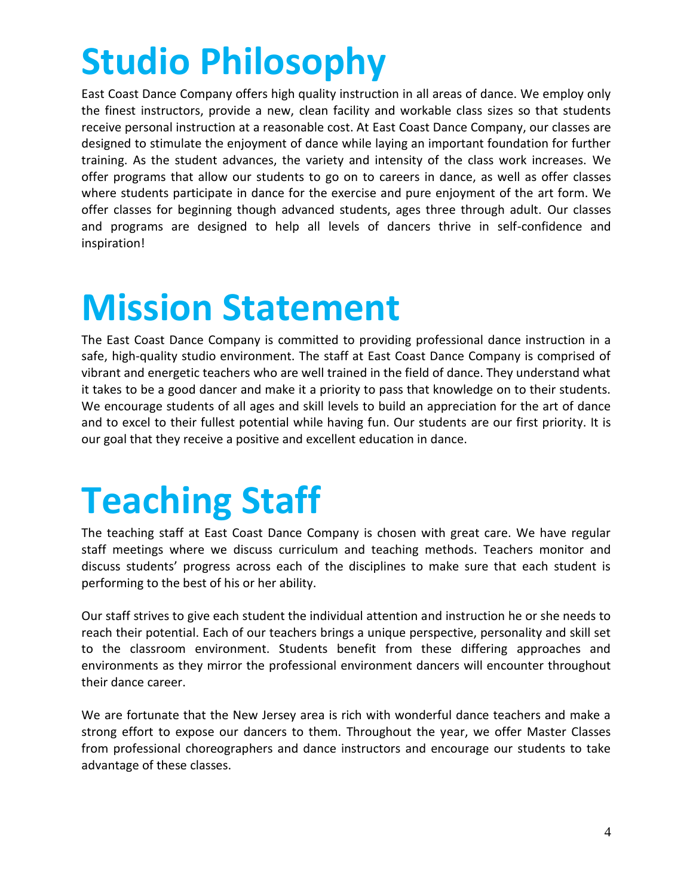# Studio Philosophy

East Coast Dance Company offers high quality instruction in all areas of dance. We employ only the finest instructors, provide a new, clean facility and workable class sizes so that students receive personal instruction at a reasonable cost. At East Coast Dance Company, our classes are designed to stimulate the enjoyment of dance while laying an important foundation for further training. As the student advances, the variety and intensity of the class work increases. We offer programs that allow our students to go on to careers in dance, as well as offer classes where students participate in dance for the exercise and pure enjoyment of the art form. We offer classes for beginning though advanced students, ages three through adult. Our classes and programs are designed to help all levels of dancers thrive in self-confidence and inspiration!

# Mission Statement

The East Coast Dance Company is committed to providing professional dance instruction in a safe, high-quality studio environment. The staff at East Coast Dance Company is comprised of vibrant and energetic teachers who are well trained in the field of dance. They understand what it takes to be a good dancer and make it a priority to pass that knowledge on to their students. We encourage students of all ages and skill levels to build an appreciation for the art of dance and to excel to their fullest potential while having fun. Our students are our first priority. It is our goal that they receive a positive and excellent education in dance.

# Teaching Staff

The teaching staff at East Coast Dance Company is chosen with great care. We have regular staff meetings where we discuss curriculum and teaching methods. Teachers monitor and discuss students' progress across each of the disciplines to make sure that each student is performing to the best of his or her ability.

Our staff strives to give each student the individual attention and instruction he or she needs to reach their potential. Each of our teachers brings a unique perspective, personality and skill set to the classroom environment. Students benefit from these differing approaches and environments as they mirror the professional environment dancers will encounter throughout their dance career.

We are fortunate that the New Jersey area is rich with wonderful dance teachers and make a strong effort to expose our dancers to them. Throughout the year, we offer Master Classes from professional choreographers and dance instructors and encourage our students to take advantage of these classes.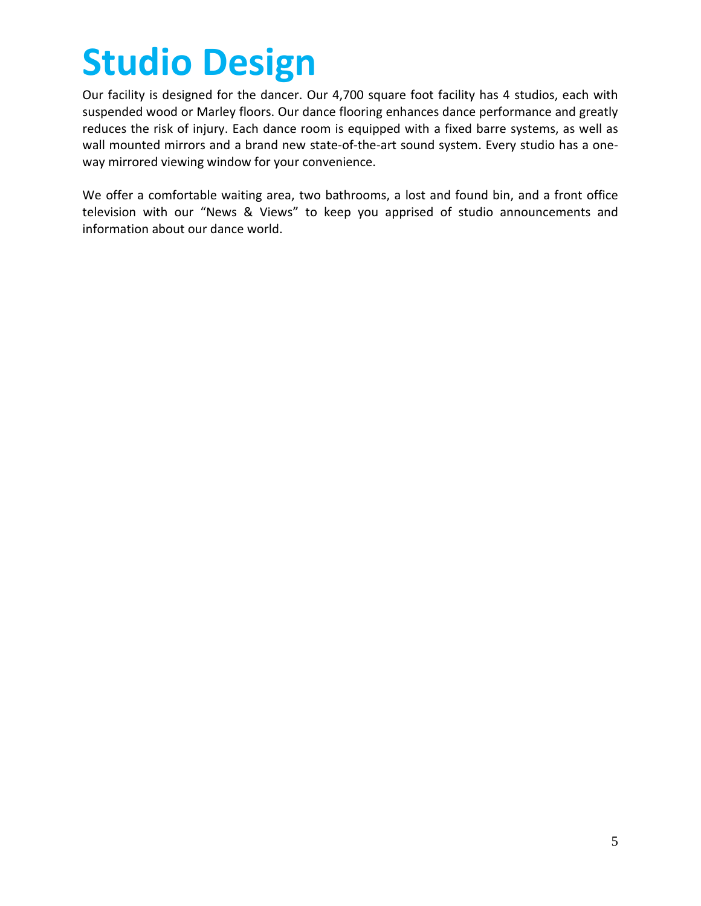# Studio Design

Our facility is designed for the dancer. Our 4,700 square foot facility has 4 studios, each with suspended wood or Marley floors. Our dance flooring enhances dance performance and greatly reduces the risk of injury. Each dance room is equipped with a fixed barre systems, as well as wall mounted mirrors and a brand new state-of-the-art sound system. Every studio has a one-way mirrored viewing window for your convenience.

We offer a comfortable waiting area, two bathrooms, a lost and found bin, and a front office television with our "News & Views" to keep you apprised of studio announcements and information about our dance world.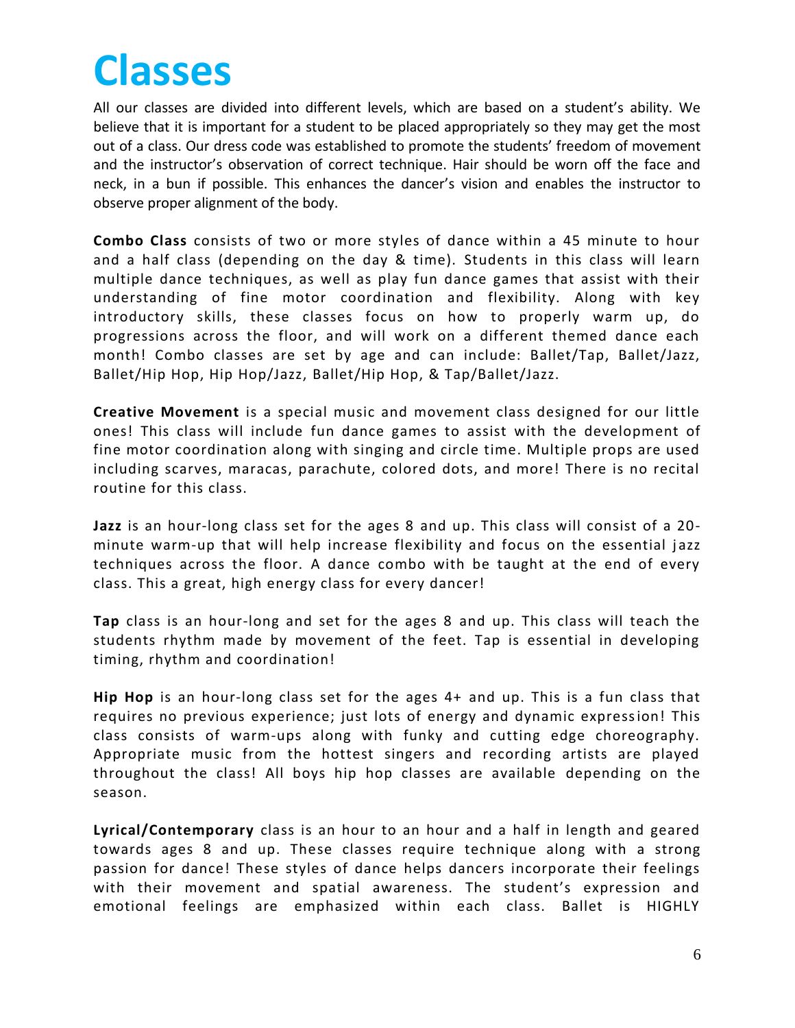# Classes

All our classes are divided into different levels, which are based on a student's ability. We believe that it is important for a student to be placed appropriately so they may get the most out of a class. Our dress code was established to promote the students' freedom of movement and the instructor's observation of correct technique. Hair should be worn off the face and neck, in a bun if possible. This enhances the dancer's vision and enables the instructor to observe proper alignment of the body.

**Combo Class** consists of two or more styles of dance within a 45 minute to hour and a half class (depending on the day & time). Students in this class will learn multiple dance techniques, as well as play fun dance games that assist with their understanding of fine motor coordination and flexibility. Along with key introductory skills, these classes focus on how to properly warm up, do progressions across the floor, and will work on a different themed dance each month! Combo classes are set by age and can include: Ballet/Tap, Ballet/Jazz, Ballet/Hip Hop, Hip Hop/Jazz, Ballet/Hip Hop, & Tap/Ballet/Jazz.

**Creative Movement** is a special music and movement class designed for our little ones! This class will include fun dance games to assist with the development of fine motor coordination along with singing and circle time. Multiple props are used including scarves, maracas, parachute, colored dots, and more! There is no recital routine for this class.

**Jazz** is an hour-long class set for the ages 8 and up. This class will consist of a 20-minute warm-up that will help increase flexibility and focus on the essential jazz techniques across the floor. A dance combo with be taught at the end of every class. This a great, high energy class for every dancer!

**Tap** class is an hour-long and set for the ages 8 and up. This class will teach the students rhythm made by movement of the feet. Tap is essential in developing timing, rhythm and coordination!

**Hip Hop** is an hour-long class set for the ages 4+ and up. This is a fun class that requires no previous experience; just lots of energy and dynamic expression! This class consists of warm-ups along with funky and cutting edge choreography. Appropriate music from the hottest singers and recording artists are played throughout the class! All boys hip hop classes are available depending on the season.

**Lyrical/Contemporary** class is an hour to an hour and a half in length and geared towards ages 8 and up. These classes require technique along with a strong passion for dance! These styles of dance helps dancers incorporate their feelings with their movement and spatial awareness. The student's expression and emotional feelings are emphasized within each class. Ballet is HIGHLY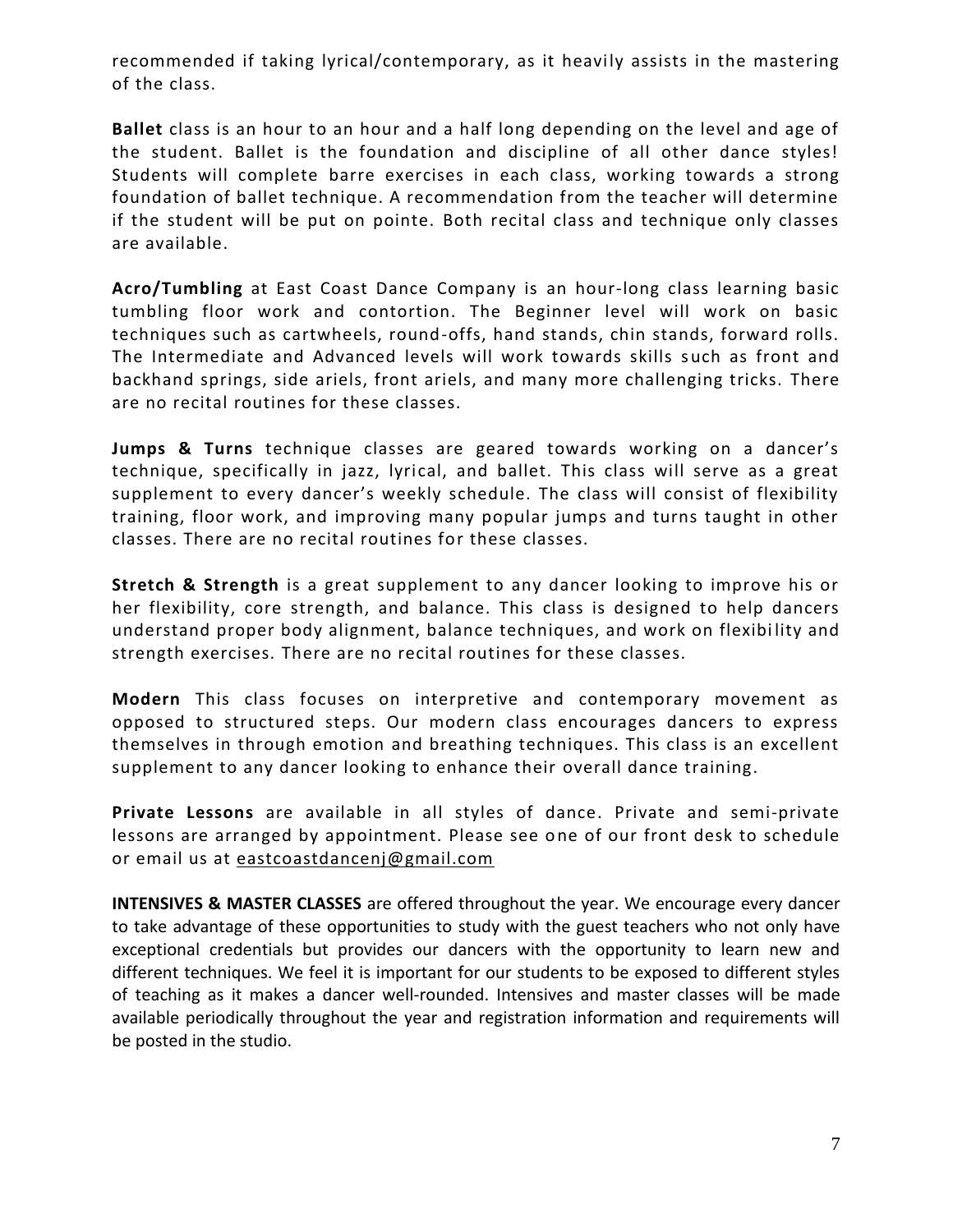recommended if taking lyrical/contemporary, as it heavily assists in the mastering of the class.

**Ballet** class is an hour to an hour and a half long depending on the level and age of the student. Ballet is the foundation and discipline of all other dance styles! Students will complete barre exercises in each class, working towards a strong foundation of ballet technique. A recommendation from the teacher will determine if the student will be put on pointe. Both recital class and technique only classes are available.

**Acro/Tumbling** at East Coast Dance Company is an hour-long class learning basic tumbling floor work and contortion. The Beginner level will work on basic techniques such as cartwheels, round-offs, hand stands, chin stands, forward rolls. The Intermediate and Advanced levels will work towards skills such as front and backhand springs, side ariels, front ariels, and many more challenging tricks. There are no recital routines for these classes.

**Jumps & Turns** technique classes are geared towards working on a dancer's technique, specifically in jazz, lyrical, and ballet. This class will serve as a great supplement to every dancer's weekly schedule. The class will consist of flexibility training, floor work, and improving many popular jumps and turns taught in other classes. There are no recital routines for these classes.

**Stretch & Strength** is a great supplement to any dancer looking to improve his or her flexibility, core strength, and balance. This class is designed to help dancers understand proper body alignment, balance techniques, and work on flexibility and strength exercises. There are no recital routines for these classes.

**Modern** This class focuses on interpretive and contemporary movement as opposed to structured steps. Our modern class encourages dancers to express themselves in through emotion and breathing techniques. This class is an excellent supplement to any dancer looking to enhance their overall dance training.

**Private Lessons** are available in all styles of dance. Private and semi-private lessons are arranged by appointment. Please see one of our front desk to schedule or email us at eastcoastdancenj@gmail.com

**INTENSIVES & MASTER CLASSES** are offered throughout the year. We encourage every dancer to take advantage of these opportunities to study with the guest teachers who not only have exceptional credentials but provides our dancers with the opportunity to learn new and different techniques. We feel it is important for our students to be exposed to different styles of teaching as it makes a dancer well-rounded. Intensives and master classes will be made available periodically throughout the year and registration information and requirements will be posted in the studio.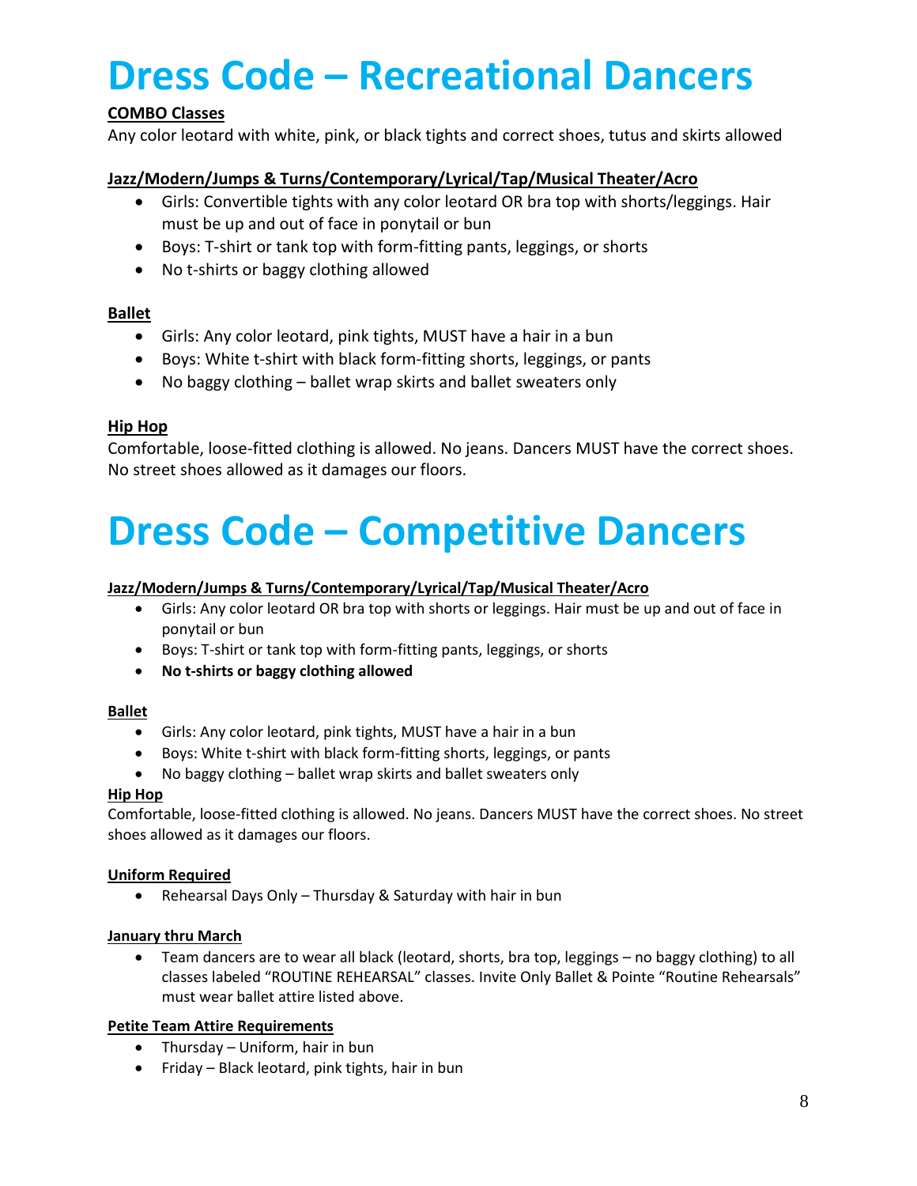# Dress Code – Recreational Dancers

**COMBO Classes**

Any color leotard with white, pink, or black tights and correct shoes, tutus and skirts allowed

**Jazz/Modern/Jumps & Turns/Contemporary/Lyrical/Tap/Musical Theater/Acro**

- Girls: Convertible tights with any color leotard OR bra top with shorts/leggings. Hair must be up and out of face in ponytail or bun
- Boys: T-shirt or tank top with form-fitting pants, leggings, or shorts
- No t-shirts or baggy clothing allowed

**Ballet**

- Girls: Any color leotard, pink tights, MUST have a hair in a bun
- Boys: White t-shirt with black form-fitting shorts, leggings, or pants
- No baggy clothing – ballet wrap skirts and ballet sweaters only

**Hip Hop**

Comfortable, loose-fitted clothing is allowed. No jeans. Dancers MUST have the correct shoes. No street shoes allowed as it damages our floors.

# Dress Code – Competitive Dancers

**Jazz/Modern/Jumps & Turns/Contemporary/Lyrical/Tap/Musical Theater/Acro**

- Girls: Any color leotard OR bra top with shorts or leggings. Hair must be up and out of face in ponytail or bun
- Boys: T-shirt or tank top with form-fitting pants, leggings, or shorts
- **No t-shirts or baggy clothing allowed**

**Ballet**

- Girls: Any color leotard, pink tights, MUST have a hair in a bun
- Boys: White t-shirt with black form-fitting shorts, leggings, or pants
- No baggy clothing – ballet wrap skirts and ballet sweaters only

**Hip Hop**

Comfortable, loose-fitted clothing is allowed. No jeans. Dancers MUST have the correct shoes. No street shoes allowed as it damages our floors.

**Uniform Required**

- Rehearsal Days Only – Thursday & Saturday with hair in bun

**January thru March**

- Team dancers are to wear all black (leotard, shorts, bra top, leggings – no baggy clothing) to all classes labeled "ROUTINE REHEARSAL" classes. Invite Only Ballet & Pointe "Routine Rehearsals" must wear ballet attire listed above.

**Petite Team Attire Requirements**

- Thursday – Uniform, hair in bun
- Friday – Black leotard, pink tights, hair in bun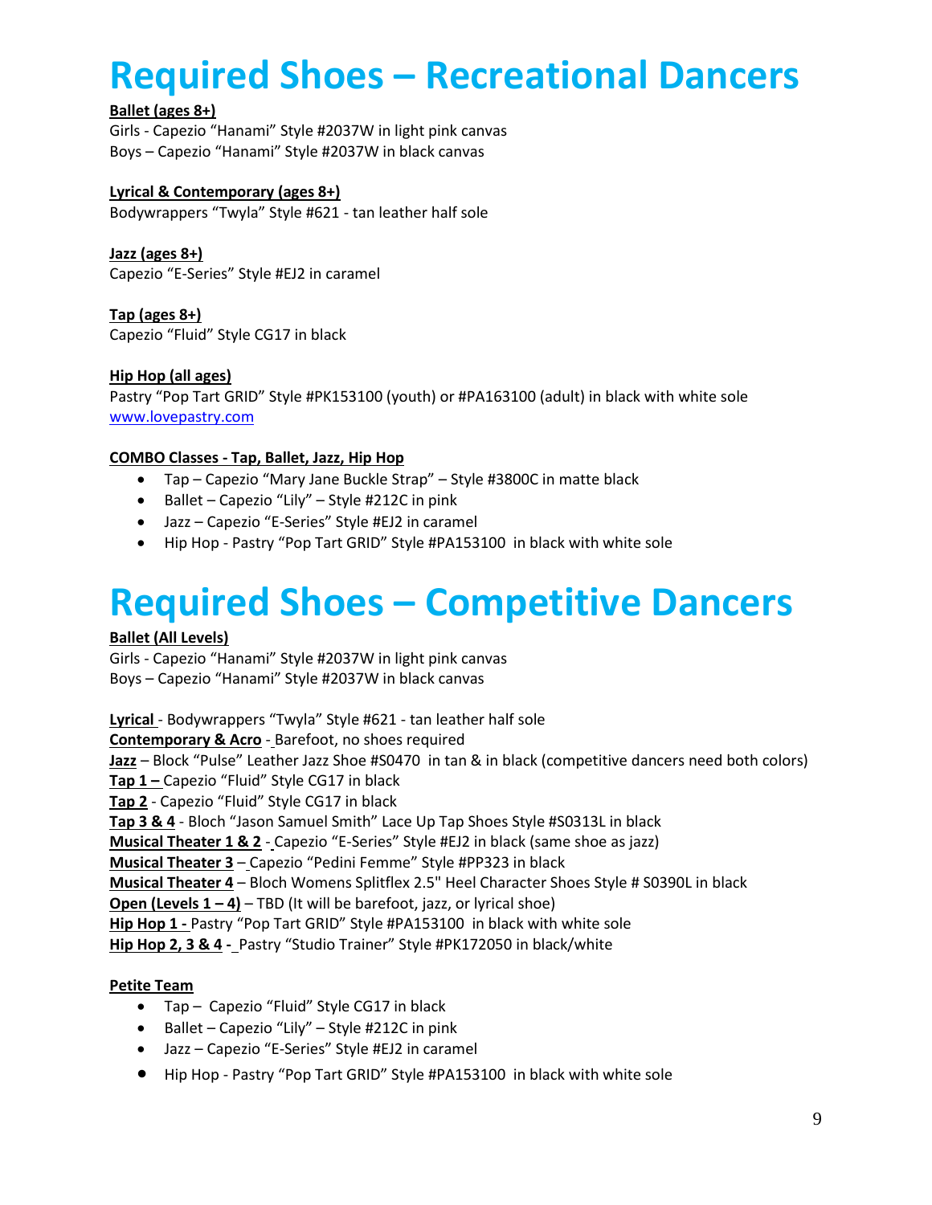# Required Shoes – Recreational Dancers

**Ballet (ages 8+)**
Girls - Capezio "Hanami" Style #2037W in light pink canvas
Boys – Capezio "Hanami" Style #2037W in black canvas

**Lyrical & Contemporary (ages 8+)**
Bodywrappers "Twyla" Style #621 - tan leather half sole

**Jazz (ages 8+)**
Capezio "E-Series" Style #EJ2 in caramel

**Tap (ages 8+)**
Capezio "Fluid" Style CG17 in black

**Hip Hop (all ages)**
Pastry "Pop Tart GRID" Style #PK153100 (youth) or #PA163100 (adult) in black with white sole
www.lovepastry.com

**COMBO Classes - Tap, Ballet, Jazz, Hip Hop**

- Tap – Capezio "Mary Jane Buckle Strap" – Style #3800C in matte black
- Ballet – Capezio "Lily" – Style #212C in pink
- Jazz – Capezio "E-Series" Style #EJ2 in caramel
- Hip Hop - Pastry "Pop Tart GRID" Style #PA153100 in black with white sole

# Required Shoes – Competitive Dancers

**Ballet (All Levels)**
Girls - Capezio "Hanami" Style #2037W in light pink canvas
Boys – Capezio "Hanami" Style #2037W in black canvas

**Lyrical** - Bodywrappers "Twyla" Style #621 - tan leather half sole
**Contemporary & Acro** - Barefoot, no shoes required
**Jazz** – Block "Pulse" Leather Jazz Shoe #S0470 in tan & in black (competitive dancers need both colors)
**Tap 1** – Capezio "Fluid" Style CG17 in black
**Tap 2** - Capezio "Fluid" Style CG17 in black
**Tap 3 & 4** - Bloch "Jason Samuel Smith" Lace Up Tap Shoes Style #S0313L in black
**Musical Theater 1 & 2** - Capezio "E-Series" Style #EJ2 in black (same shoe as jazz)
**Musical Theater 3** – Capezio "Pedini Femme" Style #PP323 in black
**Musical Theater 4** – Bloch Womens Splitflex 2.5" Heel Character Shoes Style # S0390L in black
**Open (Levels 1 – 4)** – TBD (It will be barefoot, jazz, or lyrical shoe)
**Hip Hop 1** - Pastry "Pop Tart GRID" Style #PA153100 in black with white sole
**Hip Hop 2, 3 & 4** - Pastry "Studio Trainer" Style #PK172050 in black/white

**Petite Team**

- Tap – Capezio "Fluid" Style CG17 in black
- Ballet – Capezio "Lily" – Style #212C in pink
- Jazz – Capezio "E-Series" Style #EJ2 in caramel
- Hip Hop - Pastry "Pop Tart GRID" Style #PA153100 in black with white sole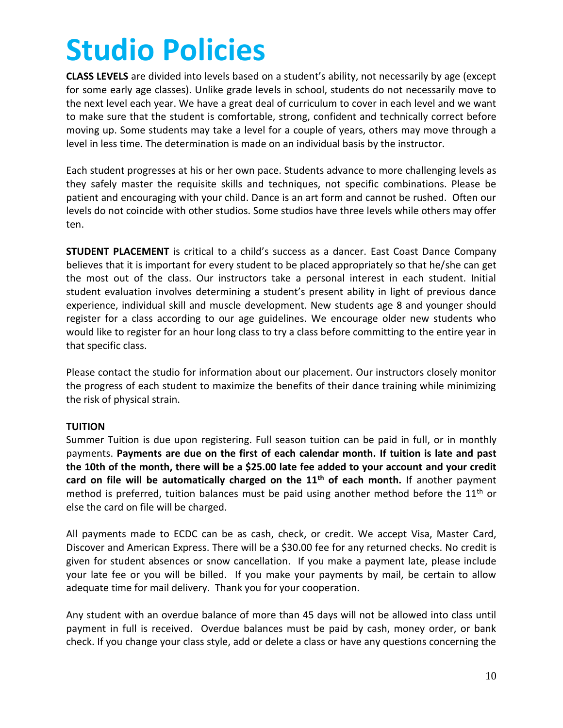# Studio Policies

**CLASS LEVELS** are divided into levels based on a student's ability, not necessarily by age (except for some early age classes). Unlike grade levels in school, students do not necessarily move to the next level each year. We have a great deal of curriculum to cover in each level and we want to make sure that the student is comfortable, strong, confident and technically correct before moving up. Some students may take a level for a couple of years, others may move through a level in less time. The determination is made on an individual basis by the instructor.

Each student progresses at his or her own pace. Students advance to more challenging levels as they safely master the requisite skills and techniques, not specific combinations. Please be patient and encouraging with your child. Dance is an art form and cannot be rushed. Often our levels do not coincide with other studios. Some studios have three levels while others may offer ten.

**STUDENT PLACEMENT** is critical to a child's success as a dancer. East Coast Dance Company believes that it is important for every student to be placed appropriately so that he/she can get the most out of the class. Our instructors take a personal interest in each student. Initial student evaluation involves determining a student's present ability in light of previous dance experience, individual skill and muscle development. New students age 8 and younger should register for a class according to our age guidelines. We encourage older new students who would like to register for an hour long class to try a class before committing to the entire year in that specific class.

Please contact the studio for information about our placement. Our instructors closely monitor the progress of each student to maximize the benefits of their dance training while minimizing the risk of physical strain.

**TUITION**

Summer Tuition is due upon registering. Full season tuition can be paid in full, or in monthly payments. **Payments are due on the first of each calendar month. If tuition is late and past the 10th of the month, there will be a $25.00 late fee added to your account and your credit card on file will be automatically charged on the 11th of each month.** If another payment method is preferred, tuition balances must be paid using another method before the 11th or else the card on file will be charged.

All payments made to ECDC can be as cash, check, or credit. We accept Visa, Master Card, Discover and American Express. There will be a $30.00 fee for any returned checks. No credit is given for student absences or snow cancellation. If you make a payment late, please include your late fee or you will be billed. If you make your payments by mail, be certain to allow adequate time for mail delivery. Thank you for your cooperation.

Any student with an overdue balance of more than 45 days will not be allowed into class until payment in full is received. Overdue balances must be paid by cash, money order, or bank check. If you change your class style, add or delete a class or have any questions concerning the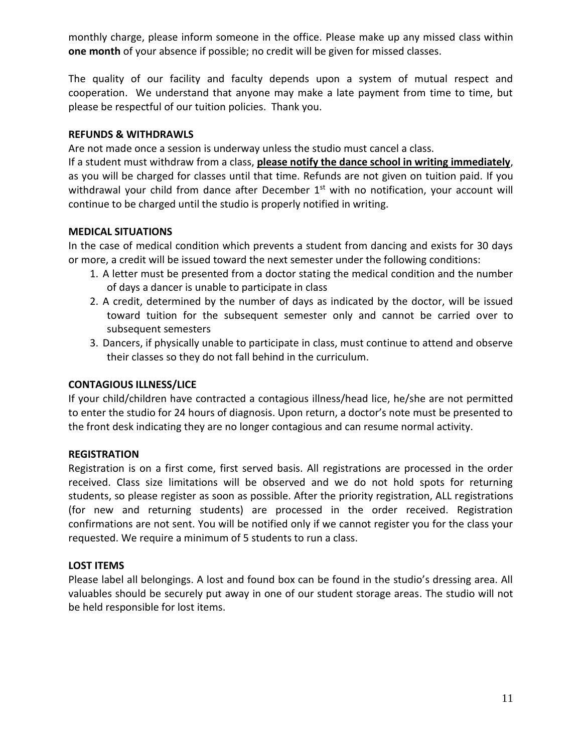monthly charge, please inform someone in the office. Please make up any missed class within **one month** of your absence if possible; no credit will be given for missed classes.

The quality of our facility and faculty depends upon a system of mutual respect and cooperation. We understand that anyone may make a late payment from time to time, but please be respectful of our tuition policies. Thank you.

**REFUNDS & WITHDRAWLS**

Are not made once a session is underway unless the studio must cancel a class.

If a student must withdraw from a class, **please notify the dance school in writing immediately**, as you will be charged for classes until that time. Refunds are not given on tuition paid. If you withdrawal your child from dance after December 1st with no notification, your account will continue to be charged until the studio is properly notified in writing.

**MEDICAL SITUATIONS**

In the case of medical condition which prevents a student from dancing and exists for 30 days or more, a credit will be issued toward the next semester under the following conditions:

1. A letter must be presented from a doctor stating the medical condition and the number of days a dancer is unable to participate in class
2. A credit, determined by the number of days as indicated by the doctor, will be issued toward tuition for the subsequent semester only and cannot be carried over to subsequent semesters
3. Dancers, if physically unable to participate in class, must continue to attend and observe their classes so they do not fall behind in the curriculum.

**CONTAGIOUS ILLNESS/LICE**

If your child/children have contracted a contagious illness/head lice, he/she are not permitted to enter the studio for 24 hours of diagnosis. Upon return, a doctor's note must be presented to the front desk indicating they are no longer contagious and can resume normal activity.

**REGISTRATION**

Registration is on a first come, first served basis. All registrations are processed in the order received. Class size limitations will be observed and we do not hold spots for returning students, so please register as soon as possible. After the priority registration, ALL registrations (for new and returning students) are processed in the order received. Registration confirmations are not sent. You will be notified only if we cannot register you for the class your requested. We require a minimum of 5 students to run a class.

**LOST ITEMS**

Please label all belongings. A lost and found box can be found in the studio's dressing area. All valuables should be securely put away in one of our student storage areas. The studio will not be held responsible for lost items.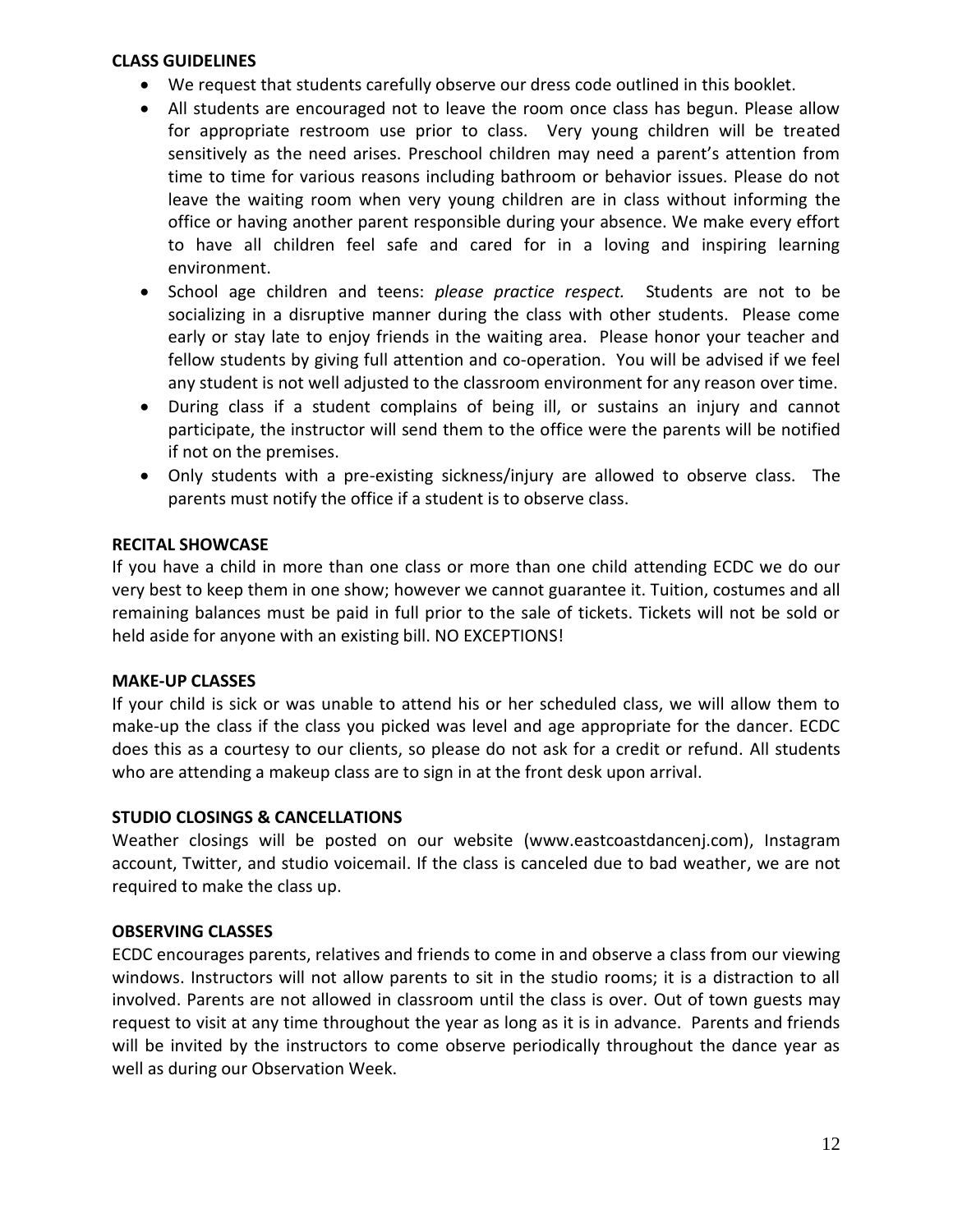**CLASS GUIDELINES**

- We request that students carefully observe our dress code outlined in this booklet.
- All students are encouraged not to leave the room once class has begun. Please allow for appropriate restroom use prior to class. Very young children will be treated sensitively as the need arises. Preschool children may need a parent's attention from time to time for various reasons including bathroom or behavior issues. Please do not leave the waiting room when very young children are in class without informing the office or having another parent responsible during your absence. We make every effort to have all children feel safe and cared for in a loving and inspiring learning environment.
- School age children and teens: *please practice respect.* Students are not to be socializing in a disruptive manner during the class with other students. Please come early or stay late to enjoy friends in the waiting area. Please honor your teacher and fellow students by giving full attention and co-operation. You will be advised if we feel any student is not well adjusted to the classroom environment for any reason over time.
- During class if a student complains of being ill, or sustains an injury and cannot participate, the instructor will send them to the office were the parents will be notified if not on the premises.
- Only students with a pre-existing sickness/injury are allowed to observe class. The parents must notify the office if a student is to observe class.

**RECITAL SHOWCASE**

If you have a child in more than one class or more than one child attending ECDC we do our very best to keep them in one show; however we cannot guarantee it. Tuition, costumes and all remaining balances must be paid in full prior to the sale of tickets. Tickets will not be sold or held aside for anyone with an existing bill. NO EXCEPTIONS!

**MAKE-UP CLASSES**

If your child is sick or was unable to attend his or her scheduled class, we will allow them to make-up the class if the class you picked was level and age appropriate for the dancer. ECDC does this as a courtesy to our clients, so please do not ask for a credit or refund. All students who are attending a makeup class are to sign in at the front desk upon arrival.

**STUDIO CLOSINGS & CANCELLATIONS**

Weather closings will be posted on our website (www.eastcoastdancenj.com), Instagram account, Twitter, and studio voicemail. If the class is canceled due to bad weather, we are not required to make the class up.

**OBSERVING CLASSES**

ECDC encourages parents, relatives and friends to come in and observe a class from our viewing windows. Instructors will not allow parents to sit in the studio rooms; it is a distraction to all involved. Parents are not allowed in classroom until the class is over. Out of town guests may request to visit at any time throughout the year as long as it is in advance. Parents and friends will be invited by the instructors to come observe periodically throughout the dance year as well as during our Observation Week.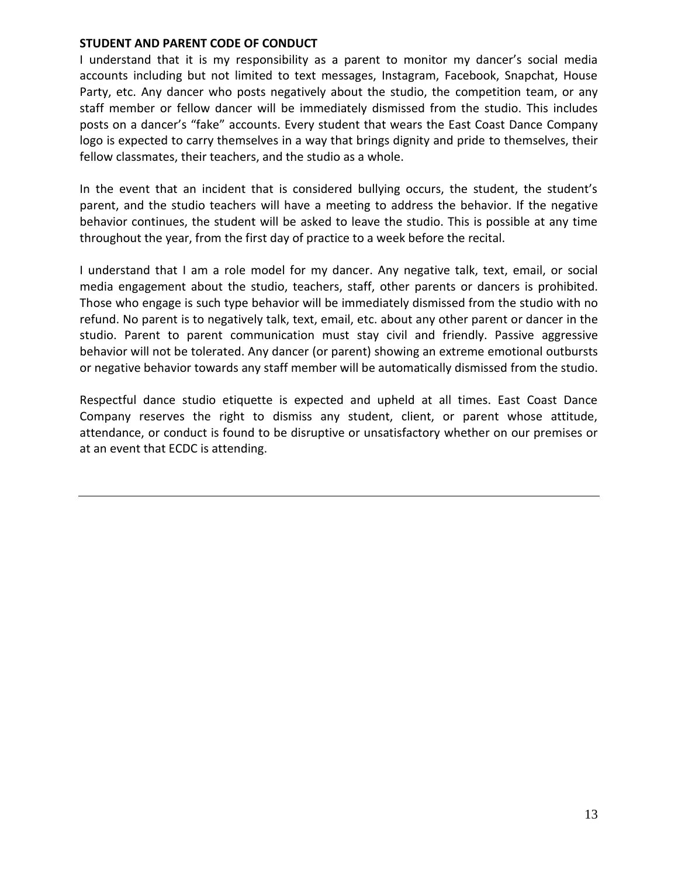**STUDENT AND PARENT CODE OF CONDUCT**

I understand that it is my responsibility as a parent to monitor my dancer's social media accounts including but not limited to text messages, Instagram, Facebook, Snapchat, House Party, etc. Any dancer who posts negatively about the studio, the competition team, or any staff member or fellow dancer will be immediately dismissed from the studio. This includes posts on a dancer's "fake" accounts. Every student that wears the East Coast Dance Company logo is expected to carry themselves in a way that brings dignity and pride to themselves, their fellow classmates, their teachers, and the studio as a whole.

In the event that an incident that is considered bullying occurs, the student, the student's parent, and the studio teachers will have a meeting to address the behavior. If the negative behavior continues, the student will be asked to leave the studio. This is possible at any time throughout the year, from the first day of practice to a week before the recital.

I understand that I am a role model for my dancer. Any negative talk, text, email, or social media engagement about the studio, teachers, staff, other parents or dancers is prohibited. Those who engage is such type behavior will be immediately dismissed from the studio with no refund. No parent is to negatively talk, text, email, etc. about any other parent or dancer in the studio. Parent to parent communication must stay civil and friendly. Passive aggressive behavior will not be tolerated. Any dancer (or parent) showing an extreme emotional outbursts or negative behavior towards any staff member will be automatically dismissed from the studio.

Respectful dance studio etiquette is expected and upheld at all times. East Coast Dance Company reserves the right to dismiss any student, client, or parent whose attitude, attendance, or conduct is found to be disruptive or unsatisfactory whether on our premises or at an event that ECDC is attending.

---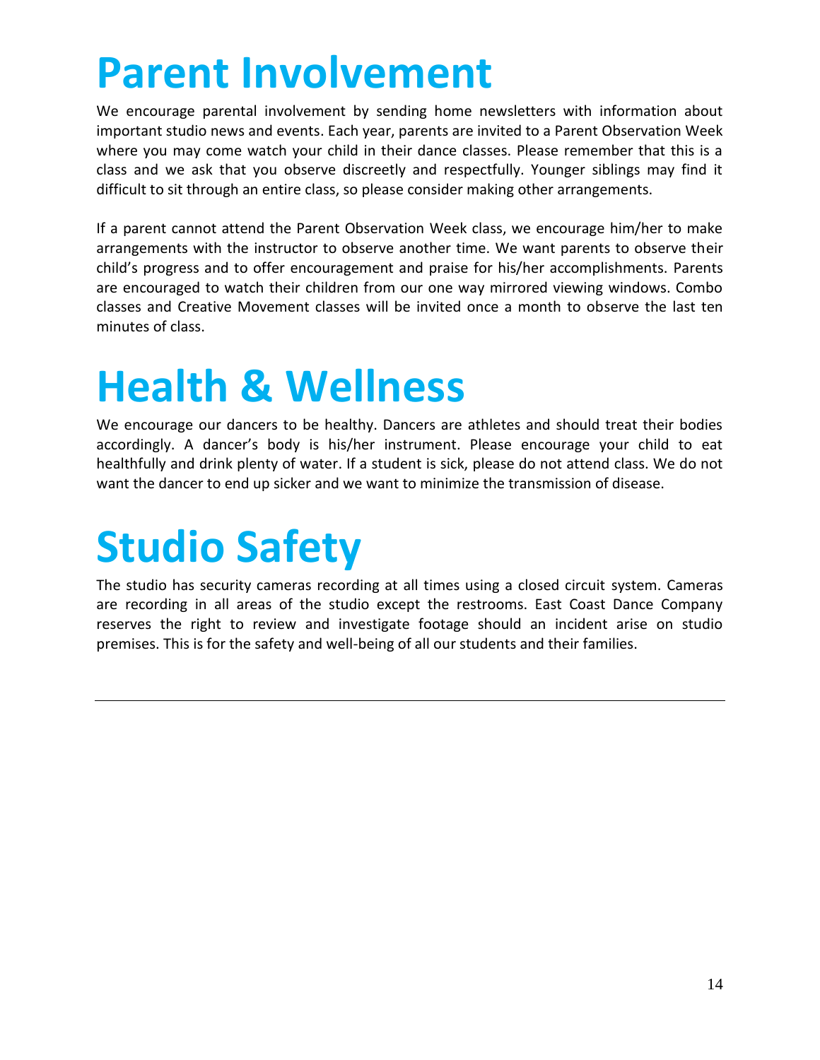# Parent Involvement

We encourage parental involvement by sending home newsletters with information about important studio news and events. Each year, parents are invited to a Parent Observation Week where you may come watch your child in their dance classes. Please remember that this is a class and we ask that you observe discreetly and respectfully. Younger siblings may find it difficult to sit through an entire class, so please consider making other arrangements.

If a parent cannot attend the Parent Observation Week class, we encourage him/her to make arrangements with the instructor to observe another time. We want parents to observe their child's progress and to offer encouragement and praise for his/her accomplishments. Parents are encouraged to watch their children from our one way mirrored viewing windows. Combo classes and Creative Movement classes will be invited once a month to observe the last ten minutes of class.

# Health & Wellness

We encourage our dancers to be healthy. Dancers are athletes and should treat their bodies accordingly. A dancer's body is his/her instrument. Please encourage your child to eat healthfully and drink plenty of water. If a student is sick, please do not attend class. We do not want the dancer to end up sicker and we want to minimize the transmission of disease.

# Studio Safety

The studio has security cameras recording at all times using a closed circuit system. Cameras are recording in all areas of the studio except the restrooms. East Coast Dance Company reserves the right to review and investigate footage should an incident arise on studio premises. This is for the safety and well-being of all our students and their families.

---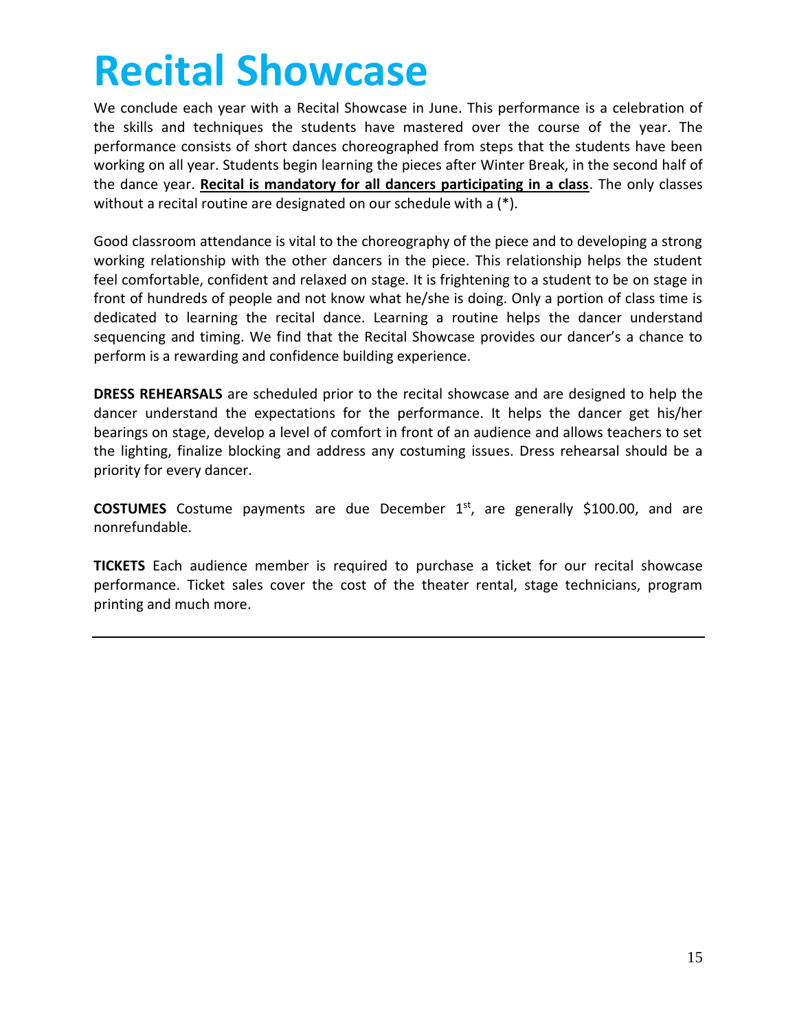# Recital Showcase

We conclude each year with a Recital Showcase in June. This performance is a celebration of the skills and techniques the students have mastered over the course of the year. The performance consists of short dances choreographed from steps that the students have been working on all year. Students begin learning the pieces after Winter Break, in the second half of the dance year. **<u>Recital is mandatory for all dancers participating in a class</u>**. The only classes without a recital routine are designated on our schedule with a (*).

Good classroom attendance is vital to the choreography of the piece and to developing a strong working relationship with the other dancers in the piece. This relationship helps the student feel comfortable, confident and relaxed on stage. It is frightening to a student to be on stage in front of hundreds of people and not know what he/she is doing. Only a portion of class time is dedicated to learning the recital dance. Learning a routine helps the dancer understand sequencing and timing. We find that the Recital Showcase provides our dancer's a chance to perform is a rewarding and confidence building experience.

**DRESS REHEARSALS** are scheduled prior to the recital showcase and are designed to help the dancer understand the expectations for the performance. It helps the dancer get his/her bearings on stage, develop a level of comfort in front of an audience and allows teachers to set the lighting, finalize blocking and address any costuming issues. Dress rehearsal should be a priority for every dancer.

**COSTUMES** Costume payments are due December 1st, are generally $100.00, and are nonrefundable.

**TICKETS** Each audience member is required to purchase a ticket for our recital showcase performance. Ticket sales cover the cost of the theater rental, stage technicians, program printing and much more.

---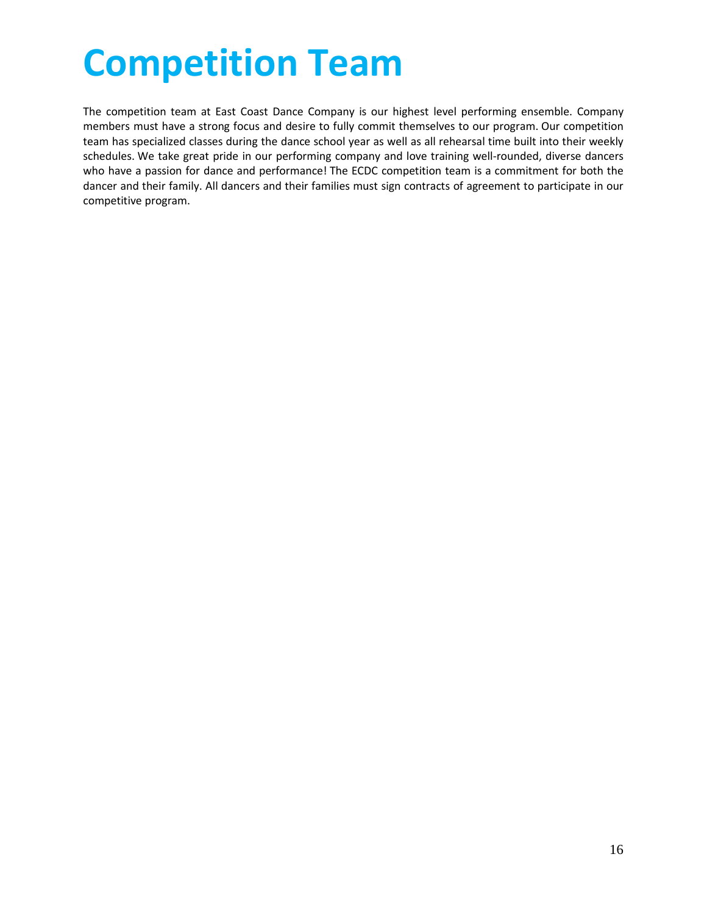# Competition Team

The competition team at East Coast Dance Company is our highest level performing ensemble. Company members must have a strong focus and desire to fully commit themselves to our program. Our competition team has specialized classes during the dance school year as well as all rehearsal time built into their weekly schedules. We take great pride in our performing company and love training well-rounded, diverse dancers who have a passion for dance and performance! The ECDC competition team is a commitment for both the dancer and their family. All dancers and their families must sign contracts of agreement to participate in our competitive program.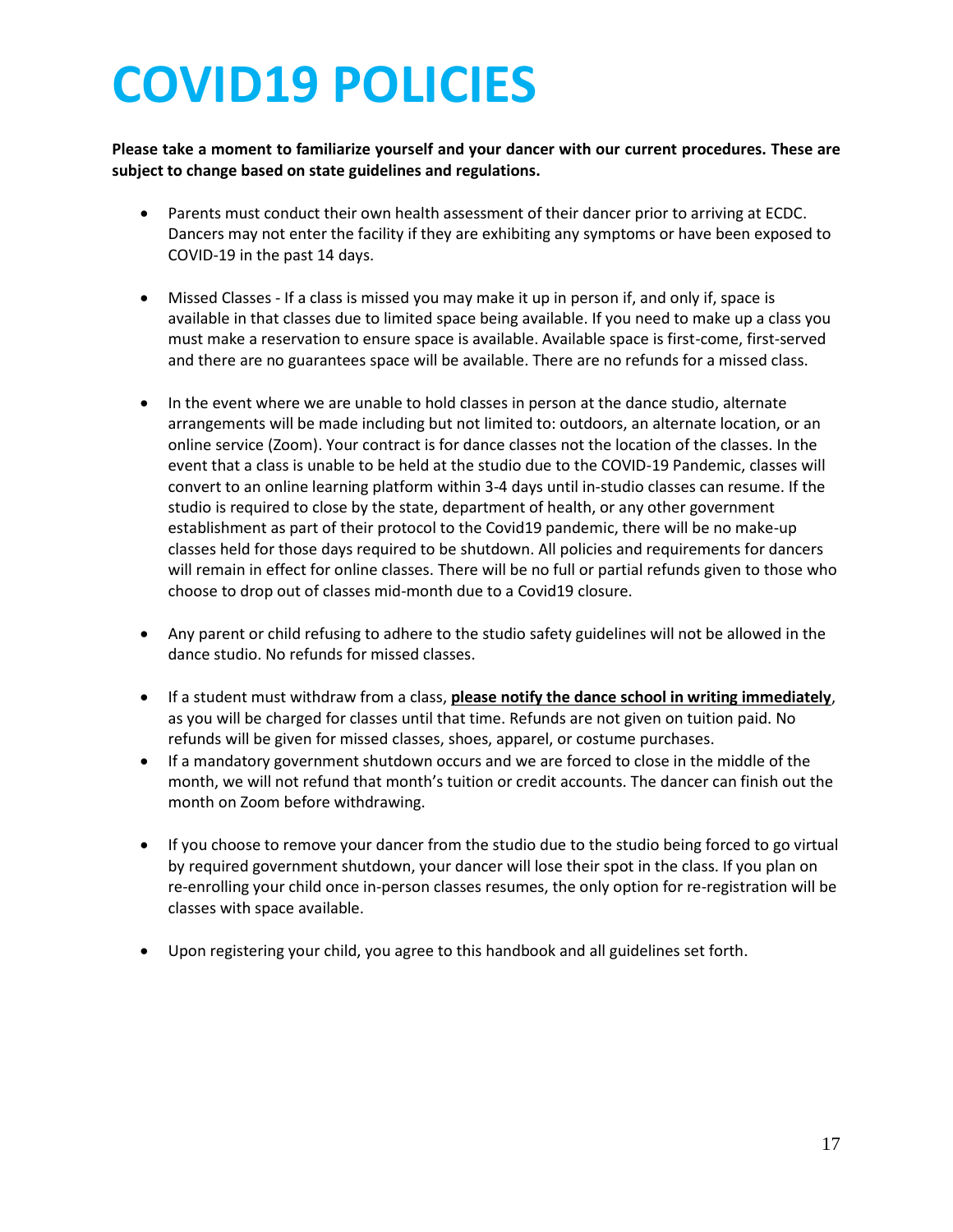# COVID19 POLICIES

**Please take a moment to familiarize yourself and your dancer with our current procedures. These are subject to change based on state guidelines and regulations.**

- Parents must conduct their own health assessment of their dancer prior to arriving at ECDC. Dancers may not enter the facility if they are exhibiting any symptoms or have been exposed to COVID-19 in the past 14 days.

- Missed Classes - If a class is missed you may make it up in person if, and only if, space is available in that classes due to limited space being available. If you need to make up a class you must make a reservation to ensure space is available. Available space is first-come, first-served and there are no guarantees space will be available. There are no refunds for a missed class.

- In the event where we are unable to hold classes in person at the dance studio, alternate arrangements will be made including but not limited to: outdoors, an alternate location, or an online service (Zoom). Your contract is for dance classes not the location of the classes. In the event that a class is unable to be held at the studio due to the COVID-19 Pandemic, classes will convert to an online learning platform within 3-4 days until in-studio classes can resume. If the studio is required to close by the state, department of health, or any other government establishment as part of their protocol to the Covid19 pandemic, there will be no make-up classes held for those days required to be shutdown. All policies and requirements for dancers will remain in effect for online classes. There will be no full or partial refunds given to those who choose to drop out of classes mid-month due to a Covid19 closure.

- Any parent or child refusing to adhere to the studio safety guidelines will not be allowed in the dance studio. No refunds for missed classes.

- If a student must withdraw from a class, **please notify the dance school in writing immediately**, as you will be charged for classes until that time. Refunds are not given on tuition paid. No refunds will be given for missed classes, shoes, apparel, or costume purchases.
- If a mandatory government shutdown occurs and we are forced to close in the middle of the month, we will not refund that month's tuition or credit accounts. The dancer can finish out the month on Zoom before withdrawing.

- If you choose to remove your dancer from the studio due to the studio being forced to go virtual by required government shutdown, your dancer will lose their spot in the class. If you plan on re-enrolling your child once in-person classes resumes, the only option for re-registration will be classes with space available.

- Upon registering your child, you agree to this handbook and all guidelines set forth.